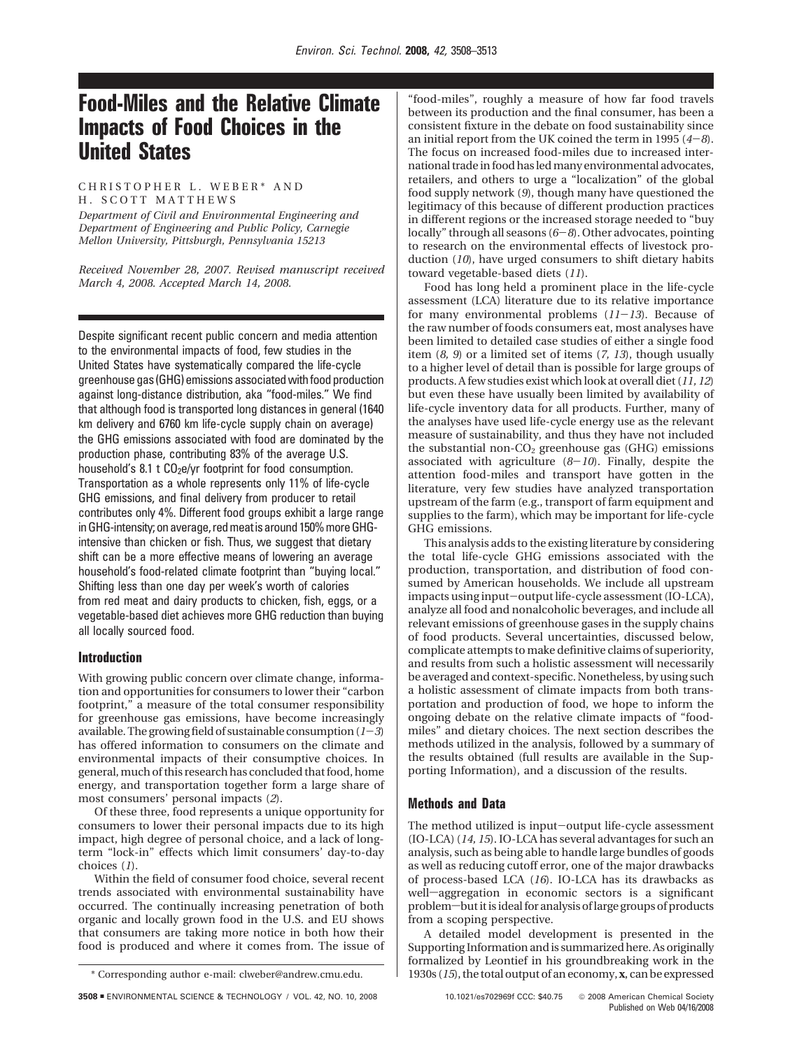# Food-Miles and the Relative Climate Impacts of Food Choices in the United States

CHRISTOPHER L. WEBER* AND H. SCOTT MATTHEWS

*Department of Civil and Environmental Engineering and Department of Engineering and Public Policy, Carnegie Mellon University, Pittsburgh, Pennsylvania 15213*

*Received November 28, 2007. Revised manuscript received March 4, 2008. Accepted March 14, 2008.*

Despite significant recent public concern and media attention to the environmental impacts of food, few studies in the United States have systematically compared the life-cycle greenhouse gas (GHG) emissions associated with food production against long-distance distribution, aka "food-miles." We find that although food is transported long distances in general (1640 km delivery and 6760 km life-cycle supply chain on average) the GHG emissions associated with food are dominated by the production phase, contributing 83% of the average U.S. household's 8.1 t $CO_2e$/yr footprint for food consumption. Transportation as a whole represents only 11% of life-cycle GHG emissions, and final delivery from producer to retail contributes only 4%. Different food groups exhibit a large range in GHG-intensity; on average, red meat is around 150% more GHG-intensive than chicken or fish. Thus, we suggest that dietary shift can be a more effective means of lowering an average household's food-related climate footprint than "buying local." Shifting less than one day per week's worth of calories from red meat and dairy products to chicken, fish, eggs, or a vegetable-based diet achieves more GHG reduction than buying all locally sourced food.

## Introduction

With growing public concern over climate change, information and opportunities for consumers to lower their "carbon footprint," a measure of the total consumer responsibility for greenhouse gas emissions, have become increasingly available. The growing field of sustainable consumption (*1–3*) has offered information to consumers on the climate and environmental impacts of their consumptive choices. In general, much of this research has concluded that food, home energy, and transportation together form a large share of most consumers' personal impacts (*2*).

Of these three, food represents a unique opportunity for consumers to lower their personal impacts due to its high impact, high degree of personal choice, and a lack of long-term "lock-in" effects which limit consumers' day-to-day choices (*1*).

Within the field of consumer food choice, several recent trends associated with environmental sustainability have occurred. The continually increasing penetration of both organic and locally grown food in the U.S. and EU shows that consumers are taking more notice in both how their food is produced and where it comes from. The issue of "food-miles", roughly a measure of how far food travels between its production and the final consumer, has been a consistent fixture in the debate on food sustainability since an initial report from the UK coined the term in 1995 (*4–8*). The focus on increased food-miles due to increased international trade in food has led many environmental advocates, retailers, and others to urge a "localization" of the global food supply network (*9*), though many have questioned the legitimacy of this because of different production practices in different regions or the increased storage needed to "buy locally" through all seasons (*6–8*). Other advocates, pointing to research on the environmental effects of livestock production (*10*), have urged consumers to shift dietary habits toward vegetable-based diets (*11*).

Food has long held a prominent place in the life-cycle assessment (LCA) literature due to its relative importance for many environmental problems (*11–13*). Because of the raw number of foods consumers eat, most analyses have been limited to detailed case studies of either a single food item (*8, 9*) or a limited set of items (*7, 13*), though usually to a higher level of detail than is possible for large groups of products. A few studies exist which look at overall diet (*11, 12*) but even these have usually been limited by availability of life-cycle inventory data for all products. Further, many of the analyses have used life-cycle energy use as the relevant measure of sustainability, and thus they have not included the substantial non-$CO_2$ greenhouse gas (GHG) emissions associated with agriculture (*8–10*). Finally, despite the attention food-miles and transport have gotten in the literature, very few studies have analyzed transportation upstream of the farm (e.g., transport of farm equipment and supplies to the farm), which may be important for life-cycle GHG emissions.

This analysis adds to the existing literature by considering the total life-cycle GHG emissions associated with the production, transportation, and distribution of food consumed by American households. We include all upstream impacts using input–output life-cycle assessment (IO-LCA), analyze all food and nonalcoholic beverages, and include all relevant emissions of greenhouse gases in the supply chains of food products. Several uncertainties, discussed below, complicate attempts to make definitive claims of superiority, and results from such a holistic assessment will necessarily be averaged and context-specific. Nonetheless, by using such a holistic assessment of climate impacts from both transportation and production of food, we hope to inform the ongoing debate on the relative climate impacts of "food-miles" and dietary choices. The next section describes the methods utilized in the analysis, followed by a summary of the results obtained (full results are available in the Supporting Information), and a discussion of the results.

## Methods and Data

The method utilized is input–output life-cycle assessment (IO-LCA) (*14, 15*). IO-LCA has several advantages for such an analysis, such as being able to handle large bundles of goods as well as reducing cutoff error, one of the major drawbacks of process-based LCA (*16*). IO-LCA has its drawbacks as well—aggregation in economic sectors is a significant problem—but it is ideal for analysis of large groups of products from a scoping perspective.

A detailed model development is presented in the Supporting Information and is summarized here. As originally formalized by Leontief in his groundbreaking work in the 1930s (*15*), the total output of an economy, **x**, can be expressed

\* Corresponding author e-mail: clweber@andrew.cmu.edu.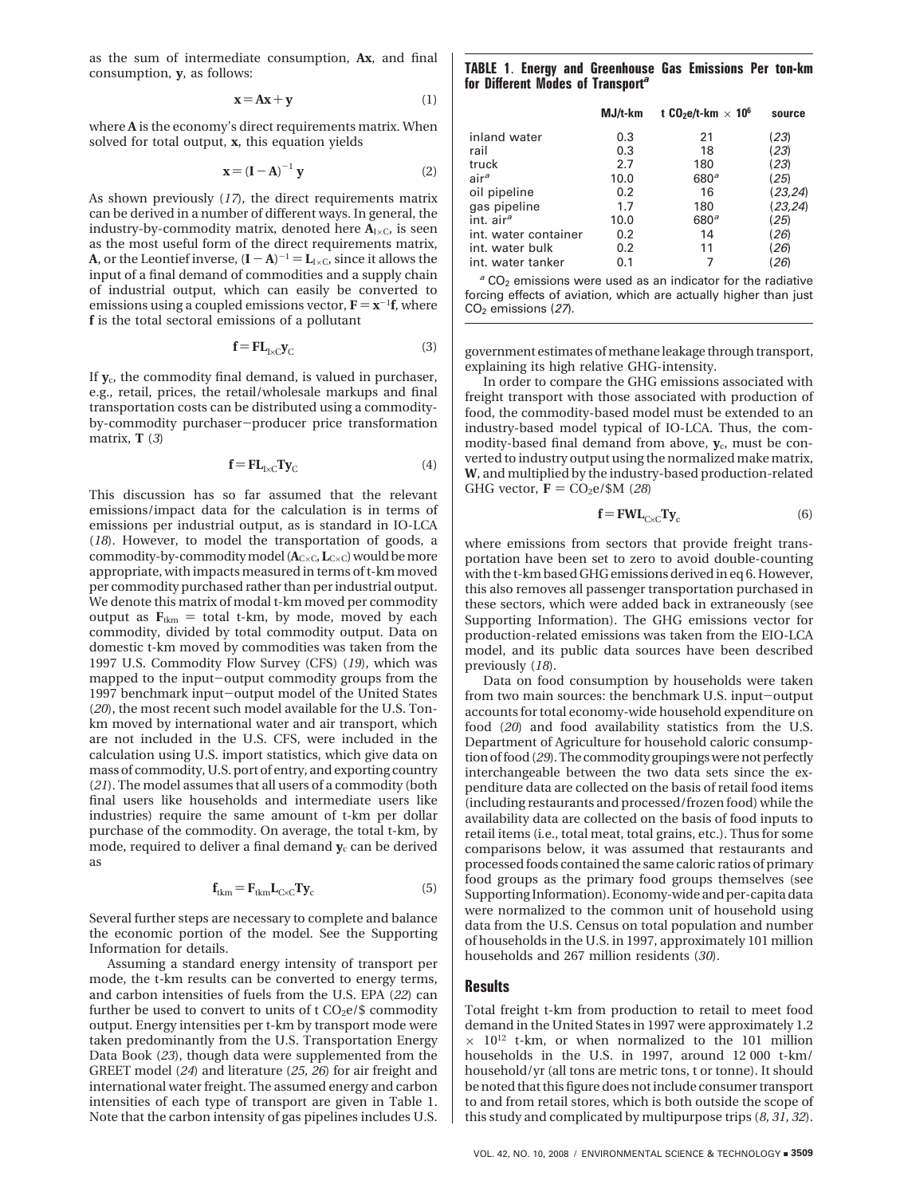as the sum of intermediate consumption, **Ax**, and final consumption, **y**, as follows:

$$\mathbf{x} = \mathbf{Ax} + \mathbf{y} \tag{1}$$

where **A** is the economy's direct requirements matrix. When solved for total output, **x**, this equation yields

$$\mathbf{x} = (\mathbf{I} - \mathbf{A})^{-1}\,\mathbf{y} \tag{2}$$

As shown previously (*17*), the direct requirements matrix can be derived in a number of different ways. In general, the industry-by-commodity matrix, denoted here $\mathbf{A}_{I\times C}$, is seen as the most useful form of the direct requirements matrix, **A**, or the Leontief inverse, $(\mathbf{I} - \mathbf{A})^{-1} = \mathbf{L}_{I\times C}$, since it allows the input of a final demand of commodities and a supply chain of industrial output, which can easily be converted to emissions using a coupled emissions vector, $\mathbf{F} = \mathbf{x}^{-1}\mathbf{f}$, where **f** is the total sectoral emissions of a pollutant

$$\mathbf{f} = \mathbf{F}\mathbf{L}_{I\times C}\mathbf{y}_C \tag{3}$$

If $\mathbf{y}_c$, the commodity final demand, is valued in purchaser, e.g., retail, prices, the retail/wholesale markups and final transportation costs can be distributed using a commodity-by-commodity purchaser−producer price transformation matrix, **T** (*3*)

$$\mathbf{f} = \mathbf{F}\mathbf{L}_{I\times C}\mathbf{T}\mathbf{y}_C \tag{4}$$

This discussion has so far assumed that the relevant emissions/impact data for the calculation is in terms of emissions per industrial output, as is standard in IO-LCA (*18*). However, to model the transportation of goods, a commodity-by-commodity model ($\mathbf{A}_{C\times C}$, $\mathbf{L}_{C\times C}$) would be more appropriate, with impacts measured in terms of t-km moved per commodity purchased rather than per industrial output. We denote this matrix of modal t-km moved per commodity output as $\mathbf{F}_{tkm}$ = total t-km, by mode, moved by each commodity, divided by total commodity output. Data on domestic t-km moved by commodities was taken from the 1997 U.S. Commodity Flow Survey (CFS) (*19*), which was mapped to the input−output commodity groups from the 1997 benchmark input−output model of the United States (*20*), the most recent such model available for the U.S. Ton-km moved by international water and air transport, which are not included in the U.S. CFS, were included in the calculation using U.S. import statistics, which give data on mass of commodity, U.S. port of entry, and exporting country (*21*). The model assumes that all users of a commodity (both final users like households and intermediate users like industries) require the same amount of t-km per dollar purchase of the commodity. On average, the total t-km, by mode, required to deliver a final demand $\mathbf{y}_c$ can be derived as

$$\mathbf{f}_{tkm} = \mathbf{F}_{tkm}\mathbf{L}_{C\times C}\mathbf{T}\mathbf{y}_c \tag{5}$$

Several further steps are necessary to complete and balance the economic portion of the model. See the Supporting Information for details.

Assuming a standard energy intensity of transport per mode, the t-km results can be converted to energy terms, and carbon intensities of fuels from the U.S. EPA (*22*) can further be used to convert to units of t $CO_2$e/\$ commodity output. Energy intensities per t-km by transport mode were taken predominantly from the U.S. Transportation Energy Data Book (*23*), though data were supplemented from the GREET model (*24*) and literature (*25, 26*) for air freight and international water freight. The assumed energy and carbon intensities of each type of transport are given in Table 1. Note that the carbon intensity of gas pipelines includes U.S. government estimates of methane leakage through transport, explaining its high relative GHG-intensity.

**TABLE 1. Energy and Greenhouse Gas Emissions Per ton-km for Different Modes of Transport[a]**

| | MJ/t-km | t $CO_2$e/t-km × $10^6$ | source |
|---|---|---|---|
| inland water | 0.3 | 21 | (*23*) |
| rail | 0.3 | 18 | (*23*) |
| truck | 2.7 | 180 | (*23*) |
| air[a] | 10.0 | 680[a] | (*25*) |
| oil pipeline | 0.2 | 16 | (*23,24*) |
| gas pipeline | 1.7 | 180 | (*23,24*) |
| int. air[a] | 10.0 | 680[a] | (*25*) |
| int. water container | 0.2 | 14 | (*26*) |
| int. water bulk | 0.2 | 11 | (*26*) |
| int. water tanker | 0.1 | 7 | (*26*) |

[a] $CO_2$ emissions were used as an indicator for the radiative forcing effects of aviation, which are actually higher than just $CO_2$ emissions (*27*).

In order to compare the GHG emissions associated with freight transport with those associated with production of food, the commodity-based model must be extended to an industry-based model typical of IO-LCA. Thus, the commodity-based final demand from above, $\mathbf{y}_c$, must be converted to industry output using the normalized make matrix, **W**, and multiplied by the industry-based production-related GHG vector, $\mathbf{F} = CO_2$e/\$M (*28*)

$$\mathbf{f} = \mathbf{F}\mathbf{W}\mathbf{L}_{C\times C}\mathbf{T}\mathbf{y}_c \tag{6}$$

where emissions from sectors that provide freight transportation have been set to zero to avoid double-counting with the t-km based GHG emissions derived in eq 6. However, this also removes all passenger transportation purchased in these sectors, which were added back in extraneously (see Supporting Information). The GHG emissions vector for production-related emissions was taken from the EIO-LCA model, and its public data sources have been described previously (*18*).

Data on food consumption by households were taken from two main sources: the benchmark U.S. input−output accounts for total economy-wide household expenditure on food (*20*) and food availability statistics from the U.S. Department of Agriculture for household caloric consumption of food (*29*). The commodity groupings were not perfectly interchangeable between the two data sets since the expenditure data are collected on the basis of retail food items (including restaurants and processed/frozen food) while the availability data are collected on the basis of food inputs to retail items (i.e., total meat, total grains, etc.). Thus for some comparisons below, it was assumed that restaurants and processed foods contained the same caloric ratios of primary food groups as the primary food groups themselves (see Supporting Information). Economy-wide and per-capita data were normalized to the common unit of household using data from the U.S. Census on total population and number of households in the U.S. in 1997, approximately 101 million households and 267 million residents (*30*).

## Results

Total freight t-km from production to retail to meet food demand in the United States in 1997 were approximately 1.2 × $10^{12}$ t-km, or when normalized to the 101 million households in the U.S. in 1997, around 12 000 t-km/household/yr (all tons are metric tons, t or tonne). It should be noted that this figure does not include consumer transport to and from retail stores, which is both outside the scope of this study and complicated by multipurpose trips (*8, 31, 32*).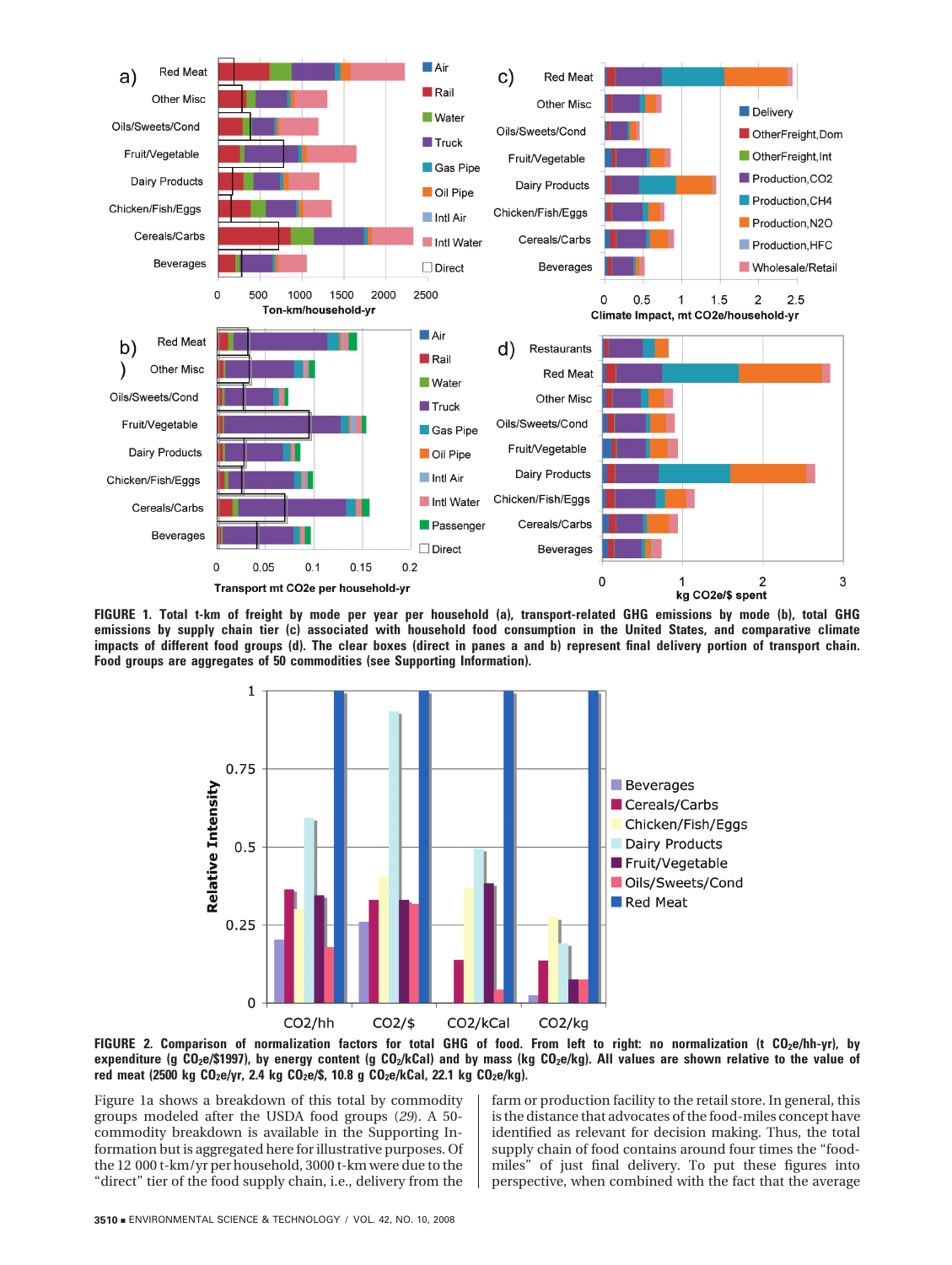**FIGURE 1. Total t-km of freight by mode per year per household (a), transport-related GHG emissions by mode (b), total GHG emissions by supply chain tier (c) associated with household food consumption in the United States, and comparative climate impacts of different food groups (d). The clear boxes (direct in panes a and b) represent final delivery portion of transport chain. Food groups are aggregates of 50 commodities (see Supporting Information).**

**FIGURE 2. Comparison of normalization factors for total GHG of food. From left to right: no normalization (t $CO_2e$/hh-yr), by expenditure (g $CO_2e$/\$1997), by energy content (g $CO_2$/kCal) and by mass (kg $CO_2e$/kg). All values are shown relative to the value of red meat (2500 kg $CO_2e$/yr, 2.4 kg $CO_2e$/\$, 10.8 g $CO_2e$/kCal, 22.1 kg $CO_2e$/kg).**

Figure 1a shows a breakdown of this total by commodity groups modeled after the USDA food groups (*29*). A 50-commodity breakdown is available in the Supporting Information but is aggregated here for illustrative purposes. Of the 12 000 t-km/yr per household, 3000 t-km were due to the "direct" tier of the food supply chain, i.e., delivery from the farm or production facility to the retail store. In general, this is the distance that advocates of the food-miles concept have identified as relevant for decision making. Thus, the total supply chain of food contains around four times the "food-miles" of just final delivery. To put these figures into perspective, when combined with the fact that the average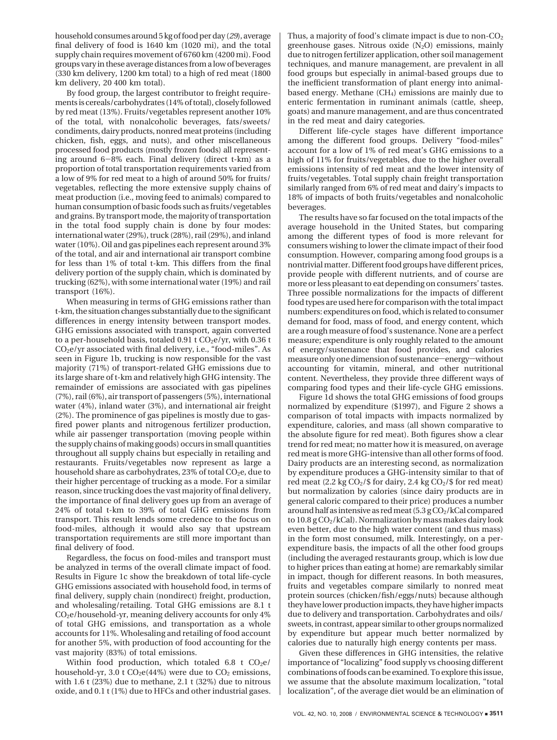household consumes around 5 kg of food per day (*29*), average final delivery of food is 1640 km (1020 mi), and the total supply chain requires movement of 6760 km (4200 mi). Food groups vary in these average distances from a low of beverages (330 km delivery, 1200 km total) to a high of red meat (1800 km delivery, 20 400 km total).

By food group, the largest contributor to freight requirements is cereals/carbohydrates (14% of total), closely followed by red meat (13%). Fruits/vegetables represent another 10% of the total, with nonalcoholic beverages, fats/sweets/condiments, dairy products, nonred meat proteins (including chicken, fish, eggs, and nuts), and other miscellaneous processed food products (mostly frozen foods) all representing around 6−8% each. Final delivery (direct t-km) as a proportion of total transportation requirements varied from a low of 9% for red meat to a high of around 50% for fruits/vegetables, reflecting the more extensive supply chains of meat production (i.e., moving feed to animals) compared to human consumption of basic foods such as fruits/vegetables and grains. By transport mode, the majority of transportation in the total food supply chain is done by four modes: international water (29%), truck (28%), rail (29%), and inland water (10%). Oil and gas pipelines each represent around 3% of the total, and air and international air transport combine for less than 1% of total t-km. This differs from the final delivery portion of the supply chain, which is dominated by trucking (62%), with some international water (19%) and rail transport (16%).

When measuring in terms of GHG emissions rather than t-km, the situation changes substantially due to the significant differences in energy intensity between transport modes. GHG emissions associated with transport, again converted to a per-household basis, totaled 0.91 t $CO_2$e/yr, with 0.36 t $CO_2$e/yr associated with final delivery, i.e., "food-miles". As seen in Figure 1b, trucking is now responsible for the vast majority (71%) of transport-related GHG emissions due to its large share of t-km and relatively high GHG intensity. The remainder of emissions are associated with gas pipelines (7%), rail (6%), air transport of passengers (5%), international water (4%), inland water (3%), and international air freight (2%). The prominence of gas pipelines is mostly due to gas-fired power plants and nitrogenous fertilizer production, while air passenger transportation (moving people within the supply chains of making goods) occurs in small quantities throughout all supply chains but especially in retailing and restaurants. Fruits/vegetables now represent as large a household share as carbohydrates, 23% of total $CO_2$e, due to their higher percentage of trucking as a mode. For a similar reason, since trucking does the vast majority of final delivery, the importance of final delivery goes up from an average of 24% of total t-km to 39% of total GHG emissions from transport. This result lends some credence to the focus on food-miles, although it would also say that upstream transportation requirements are still more important than final delivery of food.

Regardless, the focus on food-miles and transport must be analyzed in terms of the overall climate impact of food. Results in Figure 1c show the breakdown of total life-cycle GHG emissions associated with household food, in terms of final delivery, supply chain (nondirect) freight, production, and wholesaling/retailing. Total GHG emissions are 8.1 t $CO_2$e/household-yr, meaning delivery accounts for only 4% of total GHG emissions, and transportation as a whole accounts for 11%. Wholesaling and retailing of food account for another 5%, with production of food accounting for the vast majority (83%) of total emissions.

Within food production, which totaled 6.8 t $CO_2$e/household-yr, 3.0 t $CO_2$e(44%) were due to $CO_2$ emissions, with 1.6 t (23%) due to methane, 2.1 t (32%) due to nitrous oxide, and 0.1 t (1%) due to HFCs and other industrial gases. Thus, a majority of food's climate impact is due to non-$CO_2$ greenhouse gases. Nitrous oxide ($N_2O$) emissions, mainly due to nitrogen fertilizer application, other soil management techniques, and manure management, are prevalent in all food groups but especially in animal-based groups due to the inefficient transformation of plant energy into animal-based energy. Methane ($CH_4$) emissions are mainly due to enteric fermentation in ruminant animals (cattle, sheep, goats) and manure management, and are thus concentrated in the red meat and dairy categories.

Different life-cycle stages have different importance among the different food groups. Delivery "food-miles" account for a low of 1% of red meat's GHG emissions to a high of 11% for fruits/vegetables, due to the higher overall emissions intensity of red meat and the lower intensity of fruits/vegetables. Total supply chain freight transportation similarly ranged from 6% of red meat and dairy's impacts to 18% of impacts of both fruits/vegetables and nonalcoholic beverages.

The results have so far focused on the total impacts of the average household in the United States, but comparing among the different types of food is more relevant for consumers wishing to lower the climate impact of their food consumption. However, comparing among food groups is a nontrivial matter. Different food groups have different prices, provide people with different nutrients, and of course are more or less pleasant to eat depending on consumers' tastes. Three possible normalizations for the impacts of different food types are used here for comparison with the total impact numbers: expenditures on food, which is related to consumer demand for food, mass of food, and energy content, which are a rough measure of food's sustenance. None are a perfect measure; expenditure is only roughly related to the amount of energy/sustenance that food provides, and calories measure only one dimension of sustenance—energy—without accounting for vitamin, mineral, and other nutritional content. Nevertheless, they provide three different ways of comparing food types and their life-cycle GHG emissions.

Figure 1d shows the total GHG emissions of food groups normalized by expenditure (\$1997), and Figure 2 shows a comparison of total impacts with impacts normalized by expenditure, calories, and mass (all shown comparative to the absolute figure for red meat). Both figures show a clear trend for red meat; no matter how it is measured, on average red meat is more GHG-intensive than all other forms of food. Dairy products are an interesting second, as normalization by expenditure produces a GHG-intensity similar to that of red meat (2.2 kg $CO_2$/\$ for dairy, 2.4 kg $CO_2$/\$ for red meat) but normalization by calories (since dairy products are in general caloric compared to their price) produces a number around half as intensive as red meat (5.3 g $CO_2$/kCal compared to 10.8 g $CO_2$/kCal). Normalization by mass makes dairy look even better, due to the high water content (and thus mass) in the form most consumed, milk. Interestingly, on a per-expenditure basis, the impacts of all the other food groups (including the averaged restaurants group, which is low due to higher prices than eating at home) are remarkably similar in impact, though for different reasons. In both measures, fruits and vegetables compare similarly to nonred meat protein sources (chicken/fish/eggs/nuts) because although they have lower production impacts, they have higher impacts due to delivery and transportation. Carbohydrates and oils/sweets, in contrast, appear similar to other groups normalized by expenditure but appear much better normalized by calories due to naturally high energy contents per mass.

Given these differences in GHG intensities, the relative importance of "localizing" food supply vs choosing different combinations of foods can be examined. To explore this issue, we assume that the absolute maximum localization, "total localization", of the average diet would be an elimination of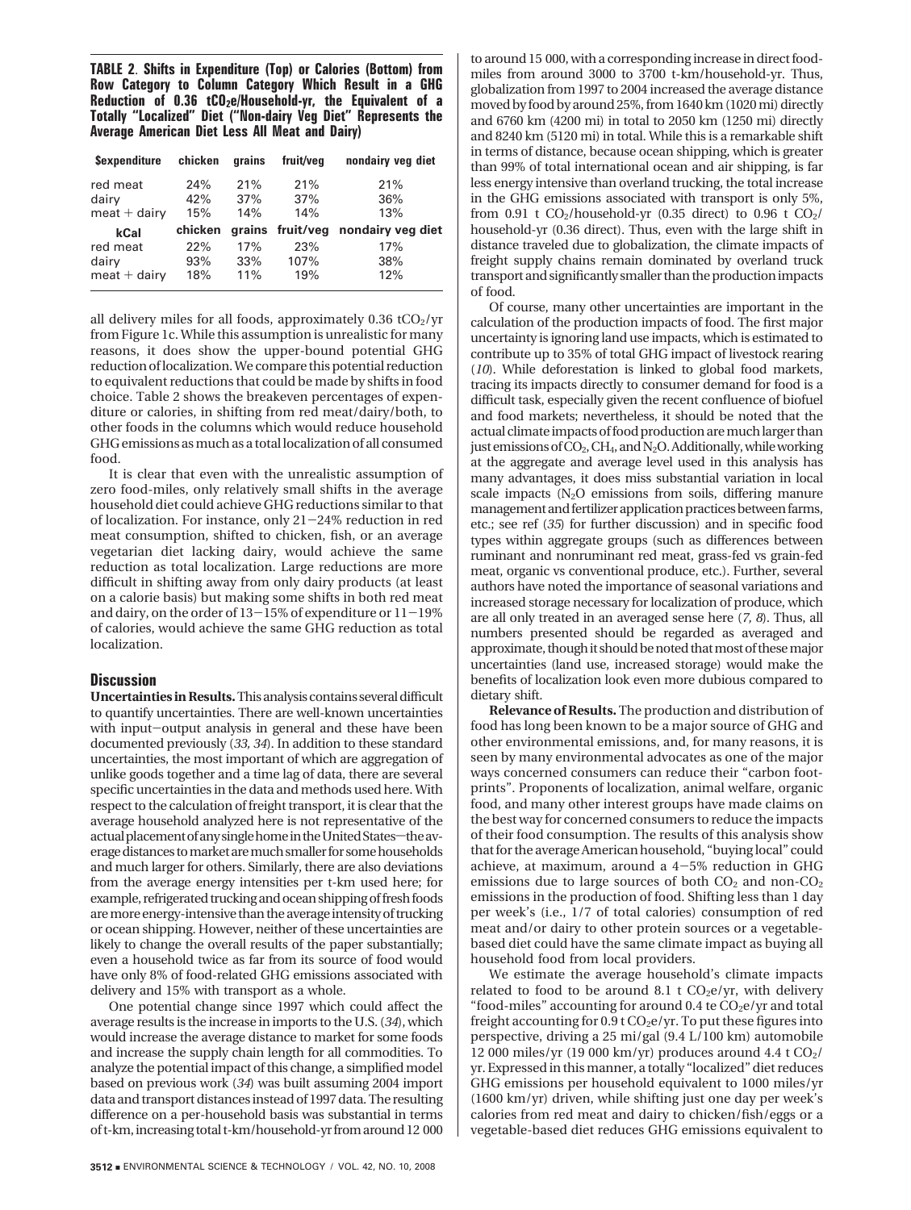**TABLE 2. Shifts in Expenditure (Top) or Calories (Bottom) from Row Category to Column Category Which Result in a GHG Reduction of 0.36 $tCO_2e$/Household-yr, the Equivalent of a Totally "Localized" Diet ("Non-dairy Veg Diet" Represents the Average American Diet Less All Meat and Dairy)**

| $expenditure | chicken | grains | fruit/veg | nondairy veg diet |
|---|---|---|---|---|
| red meat | 24% | 21% | 21% | 21% |
| dairy | 42% | 37% | 37% | 36% |
| meat + dairy | 15% | 14% | 14% | 13% |
| **kCal** | **chicken** | **grains** | **fruit/veg** | **nondairy veg diet** |
| red meat | 22% | 17% | 23% | 17% |
| dairy | 93% | 33% | 107% | 38% |
| meat + dairy | 18% | 11% | 19% | 12% |

all delivery miles for all foods, approximately 0.36 $tCO_2$/yr from Figure 1c. While this assumption is unrealistic for many reasons, it does show the upper-bound potential GHG reduction of localization. We compare this potential reduction to equivalent reductions that could be made by shifts in food choice. Table 2 shows the breakeven percentages of expenditure or calories, in shifting from red meat/dairy/both, to other foods in the columns which would reduce household GHG emissions as much as a total localization of all consumed food.

It is clear that even with the unrealistic assumption of zero food-miles, only relatively small shifts in the average household diet could achieve GHG reductions similar to that of localization. For instance, only 21−24% reduction in red meat consumption, shifted to chicken, fish, or an average vegetarian diet lacking dairy, would achieve the same reduction as total localization. Large reductions are more difficult in shifting away from only dairy products (at least on a calorie basis) but making some shifts in both red meat and dairy, on the order of 13−15% of expenditure or 11−19% of calories, would achieve the same GHG reduction as total localization.

## Discussion

**Uncertainties in Results.** This analysis contains several difficult to quantify uncertainties. There are well-known uncertainties with input−output analysis in general and these have been documented previously (*33, 34*). In addition to these standard uncertainties, the most important of which are aggregation of unlike goods together and a time lag of data, there are several specific uncertainties in the data and methods used here. With respect to the calculation of freight transport, it is clear that the average household analyzed here is not representative of the actual placement of any single home in the United States—the average distances to market are much smaller for some households and much larger for others. Similarly, there are also deviations from the average energy intensities per t-km used here; for example, refrigerated trucking and ocean shipping of fresh foods are more energy-intensive than the average intensity of trucking or ocean shipping. However, neither of these uncertainties are likely to change the overall results of the paper substantially; even a household twice as far from its source of food would have only 8% of food-related GHG emissions associated with delivery and 15% with transport as a whole.

One potential change since 1997 which could affect the average results is the increase in imports to the U.S. (*34*), which would increase the average distance to market for some foods and increase the supply chain length for all commodities. To analyze the potential impact of this change, a simplified model based on previous work (*34*) was built assuming 2004 import data and transport distances instead of 1997 data. The resulting difference on a per-household basis was substantial in terms of t-km, increasing total t-km/household-yr from around 12 000 to around 15 000, with a corresponding increase in direct food-miles from around 3000 to 3700 t-km/household-yr. Thus, globalization from 1997 to 2004 increased the average distance moved by food by around 25%, from 1640 km (1020 mi) directly and 6760 km (4200 mi) in total to 2050 km (1250 mi) directly and 8240 km (5120 mi) in total. While this is a remarkable shift in terms of distance, because ocean shipping, which is greater than 99% of total international ocean and air shipping, is far less energy intensive than overland trucking, the total increase in the GHG emissions associated with transport is only 5%, from 0.91 t $CO_2$/household-yr (0.35 direct) to 0.96 t $CO_2$/household-yr (0.36 direct). Thus, even with the large shift in distance traveled due to globalization, the climate impacts of freight supply chains remain dominated by overland truck transport and significantly smaller than the production impacts of food.

Of course, many other uncertainties are important in the calculation of the production impacts of food. The first major uncertainty is ignoring land use impacts, which is estimated to contribute up to 35% of total GHG impact of livestock rearing (*10*). While deforestation is linked to global food markets, tracing its impacts directly to consumer demand for food is a difficult task, especially given the recent confluence of biofuel and food markets; nevertheless, it should be noted that the actual climate impacts of food production are much larger than just emissions of $CO_2$, $CH_4$, and $N_2O$. Additionally, while working at the aggregate and average level used in this analysis has many advantages, it does miss substantial variation in local scale impacts ($N_2O$ emissions from soils, differing manure management and fertilizer application practices between farms, etc.; see ref (*35*) for further discussion) and in specific food types within aggregate groups (such as differences between ruminant and nonruminant red meat, grass-fed vs grain-fed meat, organic vs conventional produce, etc.). Further, several authors have noted the importance of seasonal variations and increased storage necessary for localization of produce, which are all only treated in an averaged sense here (*7, 8*). Thus, all numbers presented should be regarded as averaged and approximate, though it should be noted that most of these major uncertainties (land use, increased storage) would make the benefits of localization look even more dubious compared to dietary shift.

**Relevance of Results.** The production and distribution of food has long been known to be a major source of GHG and other environmental emissions, and, for many reasons, it is seen by many environmental advocates as one of the major ways concerned consumers can reduce their "carbon footprints". Proponents of localization, animal welfare, organic food, and many other interest groups have made claims on the best way for concerned consumers to reduce the impacts of their food consumption. The results of this analysis show that for the average American household, "buying local" could achieve, at maximum, around a 4−5% reduction in GHG emissions due to large sources of both $CO_2$ and non-$CO_2$ emissions in the production of food. Shifting less than 1 day per week's (i.e., 1/7 of total calories) consumption of red meat and/or dairy to other protein sources or a vegetable-based diet could have the same climate impact as buying all household food from local providers.

We estimate the average household's climate impacts related to food to be around 8.1 t $CO_2e$/yr, with delivery "food-miles" accounting for around 0.4 te $CO_2e$/yr and total freight accounting for 0.9 t $CO_2e$/yr. To put these figures into perspective, driving a 25 mi/gal (9.4 L/100 km) automobile 12 000 miles/yr (19 000 km/yr) produces around 4.4 t $CO_2$/yr. Expressed in this manner, a totally "localized" diet reduces GHG emissions per household equivalent to 1000 miles/yr (1600 km/yr) driven, while shifting just one day per week's calories from red meat and dairy to chicken/fish/eggs or a vegetable-based diet reduces GHG emissions equivalent to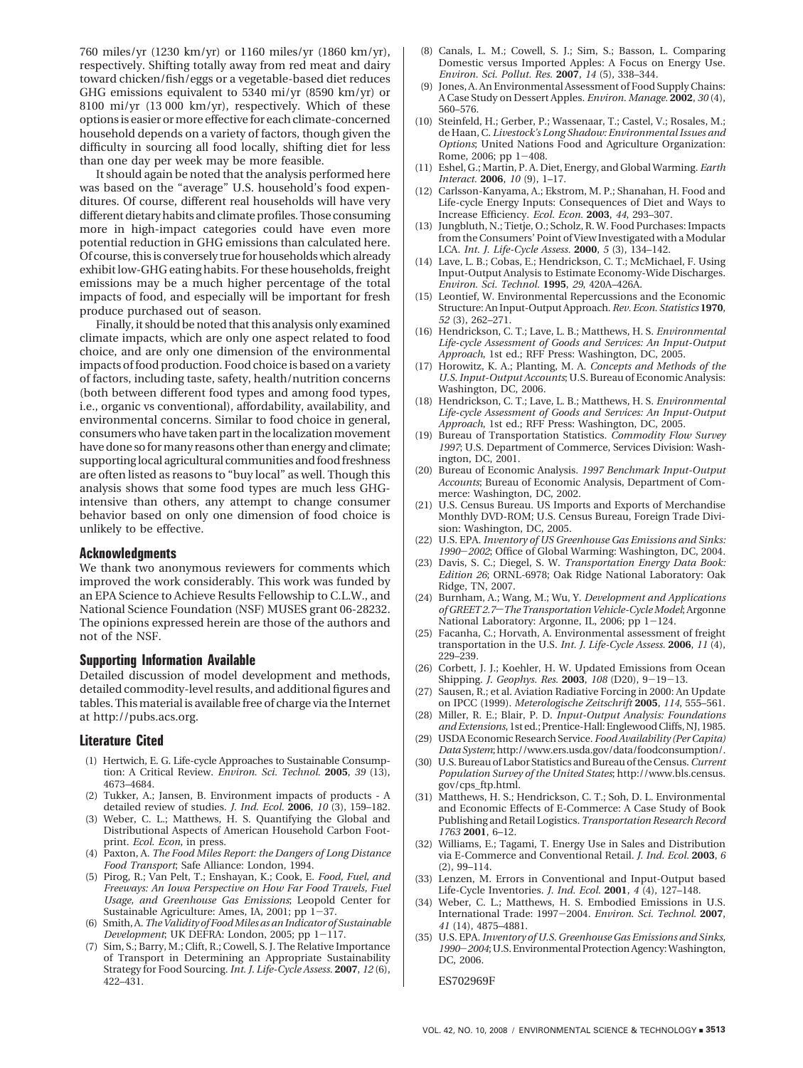760 miles/yr (1230 km/yr) or 1160 miles/yr (1860 km/yr), respectively. Shifting totally away from red meat and dairy toward chicken/fish/eggs or a vegetable-based diet reduces GHG emissions equivalent to 5340 mi/yr (8590 km/yr) or 8100 mi/yr (13 000 km/yr), respectively. Which of these options is easier or more effective for each climate-concerned household depends on a variety of factors, though given the difficulty in sourcing all food locally, shifting diet for less than one day per week may be more feasible.

It should again be noted that the analysis performed here was based on the "average" U.S. household's food expenditures. Of course, different real households will have very different dietary habits and climate profiles. Those consuming more in high-impact categories could have even more potential reduction in GHG emissions than calculated here. Of course, this is conversely true for households which already exhibit low-GHG eating habits. For these households, freight emissions may be a much higher percentage of the total impacts of food, and especially will be important for fresh produce purchased out of season.

Finally, it should be noted that this analysis only examined climate impacts, which are only one aspect related to food choice, and are only one dimension of the environmental impacts of food production. Food choice is based on a variety of factors, including taste, safety, health/nutrition concerns (both between different food types and among food types, i.e., organic vs conventional), affordability, availability, and environmental concerns. Similar to food choice in general, consumers who have taken part in the localization movement have done so for many reasons other than energy and climate; supporting local agricultural communities and food freshness are often listed as reasons to "buy local" as well. Though this analysis shows that some food types are much less GHG-intensive than others, any attempt to change consumer behavior based on only one dimension of food choice is unlikely to be effective.

## Acknowledgments

We thank two anonymous reviewers for comments which improved the work considerably. This work was funded by an EPA Science to Achieve Results Fellowship to C.L.W., and National Science Foundation (NSF) MUSES grant 06-28232. The opinions expressed herein are those of the authors and not of the NSF.

## Supporting Information Available

Detailed discussion of model development and methods, detailed commodity-level results, and additional figures and tables. This material is available free of charge via the Internet at http://pubs.acs.org.

## Literature Cited

(1) Hertwich, E. G. Life-cycle Approaches to Sustainable Consumption: A Critical Review. *Environ. Sci. Technol.* **2005**, *39* (13), 4673–4684.

(2) Tukker, A.; Jansen, B. Environment impacts of products - A detailed review of studies. *J. Ind. Ecol.* **2006**, *10* (3), 159–182.

(3) Weber, C. L.; Matthews, H. S. Quantifying the Global and Distributional Aspects of American Household Carbon Footprint. *Ecol. Econ*, in press.

(4) Paxton, A. *The Food Miles Report: the Dangers of Long Distance Food Transport*; Safe Alliance: London, 1994.

(5) Pirog, R.; Van Pelt, T.; Enshayan, K.; Cook, E. *Food, Fuel, and Freeways: An Iowa Perspective on How Far Food Travels, Fuel Usage, and Greenhouse Gas Emissions*; Leopold Center for Sustainable Agriculture: Ames, IA, 2001; pp 1−37.

(6) Smith, A. *The Validity of Food Miles as an Indicator of Sustainable Development*; UK DEFRA: London, 2005; pp 1−117.

(7) Sim, S.; Barry, M.; Clift, R.; Cowell, S. J. The Relative Importance of Transport in Determining an Appropriate Sustainability Strategy for Food Sourcing. *Int. J. Life-Cycle Assess.* **2007**, *12* (6), 422–431.

(8) Canals, L. M.; Cowell, S. J.; Sim, S.; Basson, L. Comparing Domestic versus Imported Apples: A Focus on Energy Use. *Environ. Sci. Pollut. Res.* **2007**, *14* (5), 338–344.

(9) Jones, A. An Environmental Assessment of Food Supply Chains: A Case Study on Dessert Apples. *Environ. Manage.* **2002**, *30* (4), 560–576.

(10) Steinfeld, H.; Gerber, P.; Wassenaar, T.; Castel, V.; Rosales, M.; de Haan, C. *Livestock's Long Shadow: Environmental Issues and Options*; United Nations Food and Agriculture Organization: Rome, 2006; pp 1−408.

(11) Eshel, G.; Martin, P. A. Diet, Energy, and Global Warming. *Earth Interact.* **2006**, *10* (9), 1–17.

(12) Carlsson-Kanyama, A.; Ekstrom, M. P.; Shanahan, H. Food and Life-cycle Energy Inputs: Consequences of Diet and Ways to Increase Efficiency. *Ecol. Econ.* **2003**, *44*, 293–307.

(13) Jungbluth, N.; Tietje, O.; Scholz, R. W. Food Purchases: Impacts from the Consumers' Point of View Investigated with a Modular LCA. *Int. J. Life-Cycle Assess.* **2000**, *5* (3), 134–142.

(14) Lave, L. B.; Cobas, E.; Hendrickson, C. T.; McMichael, F. Using Input-Output Analysis to Estimate Economy-Wide Discharges. *Environ. Sci. Technol.* **1995**, *29*, 420A–426A.

(15) Leontief, W. Environmental Repercussions and the Economic Structure: An Input-Output Approach. *Rev. Econ. Statistics* **1970**, *52* (3), 262–271.

(16) Hendrickson, C. T.; Lave, L. B.; Matthews, H. S. *Environmental Life-cycle Assessment of Goods and Services: An Input-Output Approach*, 1st ed.; RFF Press: Washington, DC, 2005.

(17) Horowitz, K. A.; Planting, M. A. *Concepts and Methods of the U.S. Input-Output Accounts*; U.S. Bureau of Economic Analysis: Washington, DC, 2006.

(18) Hendrickson, C. T.; Lave, L. B.; Matthews, H. S. *Environmental Life-cycle Assessment of Goods and Services: An Input-Output Approach*, 1st ed.; RFF Press: Washington, DC, 2005.

(19) Bureau of Transportation Statistics. *Commodity Flow Survey 1997*; U.S. Department of Commerce, Services Division: Washington, DC, 2001.

(20) Bureau of Economic Analysis. *1997 Benchmark Input-Output Accounts*; Bureau of Economic Analysis, Department of Commerce: Washington, DC, 2002.

(21) U.S. Census Bureau. US Imports and Exports of Merchandise Monthly DVD-ROM; U.S. Census Bureau, Foreign Trade Division: Washington, DC, 2005.

(22) U.S. EPA. *Inventory of US Greenhouse Gas Emissions and Sinks: 1990*−*2002*; Office of Global Warming: Washington, DC, 2004.

(23) Davis, S. C.; Diegel, S. W. *Transportation Energy Data Book: Edition 26*; ORNL-6978; Oak Ridge National Laboratory: Oak Ridge, TN, 2007.

(24) Burnham, A.; Wang, M.; Wu, Y. *Development and Applications of GREET 2.7*−*The Transportation Vehicle-Cycle Model*; Argonne National Laboratory: Argonne, IL, 2006; pp 1−124.

(25) Facanha, C.; Horvath, A. Environmental assessment of freight transportation in the U.S. *Int. J. Life-Cycle Assess.* **2006**, *11* (4), 229–239.

(26) Corbett, J. J.; Koehler, H. W. Updated Emissions from Ocean Shipping. *J. Geophys. Res.* **2003**, *108* (D20), 9−19−13.

(27) Sausen, R.; et al. Aviation Radiative Forcing in 2000: An Update on IPCC (1999). *Meterologische Zeitschrift* **2005**, *114*, 555–561.

(28) Miller, R. E.; Blair, P. D. *Input-Output Analysis: Foundations and Extensions*, 1st ed.; Prentice-Hall: Englewood Cliffs, NJ, 1985.

(29) USDA Economic Research Service. *Food Availability (Per Capita) Data System*; http://www.ers.usda.gov/data/foodconsumption/.

(30) U.S. Bureau of Labor Statistics and Bureau of the Census. *Current Population Survey of the United States*; http://www.bls.census.gov/cps_ftp.html.

(31) Matthews, H. S.; Hendrickson, C. T.; Soh, D. L. Environmental and Economic Effects of E-Commerce: A Case Study of Book Publishing and Retail Logistics. *Transportation Research Record 1763* **2001**, 6–12.

(32) Williams, E.; Tagami, T. Energy Use in Sales and Distribution via E-Commerce and Conventional Retail. *J. Ind. Ecol.* **2003**, *6* (2), 99–114.

(33) Lenzen, M. Errors in Conventional and Input-Output based Life-Cycle Inventories. *J. Ind. Ecol.* **2001**, *4* (4), 127–148.

(34) Weber, C. L.; Matthews, H. S. Embodied Emissions in U.S. International Trade: 1997−2004. *Environ. Sci. Technol.* **2007**, *41* (14), 4875–4881.

(35) U.S. EPA. *Inventory of U.S. Greenhouse Gas Emissions and Sinks, 1990*−*2004*; U.S. Environmental Protection Agency: Washington, DC, 2006.

ES702969F